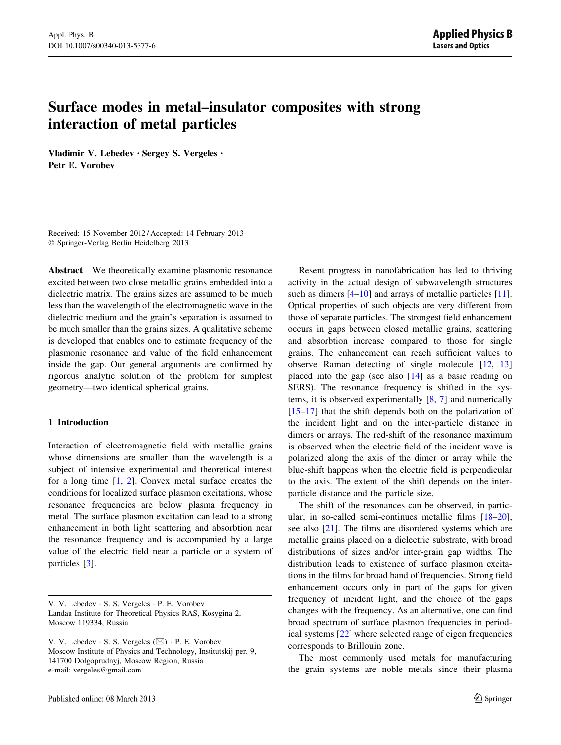# Surface modes in metal–insulator composites with strong interaction of metal particles

**Vladimir V. Lebedev · Sergey S. Vergeles · Petr E. Vorobev**

Received: 15 November 2012 / Accepted: 14 February 2013
© Springer-Verlag Berlin Heidelberg 2013

**Abstract** We theoretically examine plasmonic resonance excited between two close metallic grains embedded into a dielectric matrix. The grains sizes are assumed to be much less than the wavelength of the electromagnetic wave in the dielectric medium and the grain's separation is assumed to be much smaller than the grains sizes. A qualitative scheme is developed that enables one to estimate frequency of the plasmonic resonance and value of the field enhancement inside the gap. Our general arguments are confirmed by rigorous analytic solution of the problem for simplest geometry—two identical spherical grains.

## 1 Introduction

Interaction of electromagnetic field with metallic grains whose dimensions are smaller than the wavelength is a subject of intensive experimental and theoretical interest for a long time [1, 2]. Convex metal surface creates the conditions for localized surface plasmon excitations, whose resonance frequencies are below plasma frequency in metal. The surface plasmon excitation can lead to a strong enhancement in both light scattering and absorbtion near the resonance frequency and is accompanied by a large value of the electric field near a particle or a system of particles [3].

Resent progress in nanofabrication has led to thriving activity in the actual design of subwavelength structures such as dimers [4–10] and arrays of metallic particles [11]. Optical properties of such objects are very different from those of separate particles. The strongest field enhancement occurs in gaps between closed metallic grains, scattering and absorbtion increase compared to those for single grains. The enhancement can reach sufficient values to observe Raman detecting of single molecule [12, 13] placed into the gap (see also [14] as a basic reading on SERS). The resonance frequency is shifted in the systems, it is observed experimentally [8, 7] and numerically [15–17] that the shift depends both on the polarization of the incident light and on the inter-particle distance in dimers or arrays. The red-shift of the resonance maximum is observed when the electric field of the incident wave is polarized along the axis of the dimer or array while the blue-shift happens when the electric field is perpendicular to the axis. The extent of the shift depends on the inter-particle distance and the particle size.

The shift of the resonances can be observed, in particular, in so-called semi-continues metallic films [18–20], see also [21]. The films are disordered systems which are metallic grains placed on a dielectric substrate, with broad distributions of sizes and/or inter-grain gap widths. The distribution leads to existence of surface plasmon excitations in the films for broad band of frequencies. Strong field enhancement occurs only in part of the gaps for given frequency of incident light, and the choice of the gaps changes with the frequency. As an alternative, one can find broad spectrum of surface plasmon frequencies in periodical systems [22] where selected range of eigen frequencies corresponds to Brillouin zone.

The most commonly used metals for manufacturing the grain systems are noble metals since their plasma

---

V. V. Lebedev · S. S. Vergeles · P. E. Vorobev
Landau Institute for Theoretical Physics RAS, Kosygina 2, Moscow 119334, Russia

V. V. Lebedev · S. S. Vergeles (✉) · P. E. Vorobev
Moscow Institute of Physics and Technology, Institutskij per. 9, 141700 Dolgoprudnyj, Moscow Region, Russia
e-mail: vergeles@gmail.com

Published online: 08 March 2013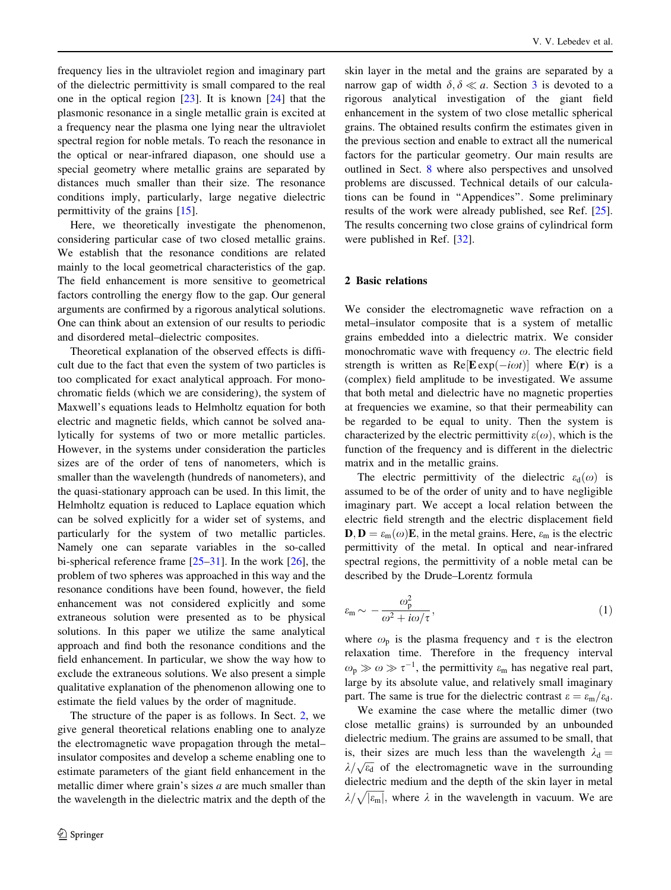frequency lies in the ultraviolet region and imaginary part of the dielectric permittivity is small compared to the real one in the optical region [23]. It is known [24] that the plasmonic resonance in a single metallic grain is excited at a frequency near the plasma one lying near the ultraviolet spectral region for noble metals. To reach the resonance in the optical or near-infrared diapason, one should use a special geometry where metallic grains are separated by distances much smaller than their size. The resonance conditions imply, particularly, large negative dielectric permittivity of the grains [15].

Here, we theoretically investigate the phenomenon, considering particular case of two closed metallic grains. We establish that the resonance conditions are related mainly to the local geometrical characteristics of the gap. The field enhancement is more sensitive to geometrical factors controlling the energy flow to the gap. Our general arguments are confirmed by a rigorous analytical solutions. One can think about an extension of our results to periodic and disordered metal–dielectric composites.

Theoretical explanation of the observed effects is difficult due to the fact that even the system of two particles is too complicated for exact analytical approach. For monochromatic fields (which we are considering), the system of Maxwell's equations leads to Helmholtz equation for both electric and magnetic fields, which cannot be solved analytically for systems of two or more metallic particles. However, in the systems under consideration the particles sizes are of the order of tens of nanometers, which is smaller than the wavelength (hundreds of nanometers), and the quasi-stationary approach can be used. In this limit, the Helmholtz equation is reduced to Laplace equation which can be solved explicitly for a wider set of systems, and particularly for the system of two metallic particles. Namely one can separate variables in the so-called bi-spherical reference frame [25–31]. In the work [26], the problem of two spheres was approached in this way and the resonance conditions have been found, however, the field enhancement was not considered explicitly and some extraneous solution were presented as to be physical solutions. In this paper we utilize the same analytical approach and find both the resonance conditions and the field enhancement. In particular, we show the way how to exclude the extraneous solutions. We also present a simple qualitative explanation of the phenomenon allowing one to estimate the field values by the order of magnitude.

The structure of the paper is as follows. In Sect. 2, we give general theoretical relations enabling one to analyze the electromagnetic wave propagation through the metal–insulator composites and develop a scheme enabling one to estimate parameters of the giant field enhancement in the metallic dimer where grain's sizes $a$ are much smaller than the wavelength in the dielectric matrix and the depth of the skin layer in the metal and the grains are separated by a narrow gap of width $\delta, \delta \ll a$. Section 3 is devoted to a rigorous analytical investigation of the giant field enhancement in the system of two close metallic spherical grains. The obtained results confirm the estimates given in the previous section and enable to extract all the numerical factors for the particular geometry. Our main results are outlined in Sect. 8 where also perspectives and unsolved problems are discussed. Technical details of our calculations can be found in "Appendices". Some preliminary results of the work were already published, see Ref. [25]. The results concerning two close grains of cylindrical form were published in Ref. [32].

## 2 Basic relations

We consider the electromagnetic wave refraction on a metal–insulator composite that is a system of metallic grains embedded into a dielectric matrix. We consider monochromatic wave with frequency $\omega$. The electric field strength is written as $\mathrm{Re}[\mathbf{E}\exp(-i\omega t)]$ where $\mathbf{E}(\mathbf{r})$ is a (complex) field amplitude to be investigated. We assume that both metal and dielectric have no magnetic properties at frequencies we examine, so that their permeability can be regarded to be equal to unity. Then the system is characterized by the electric permittivity $\varepsilon(\omega)$, which is the function of the frequency and is different in the dielectric matrix and in the metallic grains.

The electric permittivity of the dielectric $\varepsilon_{\mathrm{d}}(\omega)$ is assumed to be of the order of unity and to have negligible imaginary part. We accept a local relation between the electric field strength and the electric displacement field $\mathbf{D}, \mathbf{D} = \varepsilon_{\mathrm{m}}(\omega)\mathbf{E}$, in the metal grains. Here, $\varepsilon_{\mathrm{m}}$ is the electric permittivity of the metal. In optical and near-infrared spectral regions, the permittivity of a noble metal can be described by the Drude–Lorentz formula

$$\varepsilon_{\mathrm{m}} \sim -\frac{\omega_{\mathrm{p}}^2}{\omega^2 + i\omega/\tau}, \tag{1}$$

where $\omega_{\mathrm{p}}$ is the plasma frequency and $\tau$ is the electron relaxation time. Therefore in the frequency interval $\omega_{\mathrm{p}} \gg \omega \gg \tau^{-1}$, the permittivity $\varepsilon_{\mathrm{m}}$ has negative real part, large by its absolute value, and relatively small imaginary part. The same is true for the dielectric contrast $\varepsilon = \varepsilon_{\mathrm{m}}/\varepsilon_{\mathrm{d}}$.

We examine the case where the metallic dimer (two close metallic grains) is surrounded by an unbounded dielectric medium. The grains are assumed to be small, that is, their sizes are much less than the wavelength $\lambda_{\mathrm{d}} = \lambda/\sqrt{\varepsilon_{\mathrm{d}}}$ of the electromagnetic wave in the surrounding dielectric medium and the depth of the skin layer in metal $\lambda/\sqrt{|\varepsilon_{\mathrm{m}}|}$, where $\lambda$ in the wavelength in vacuum. We are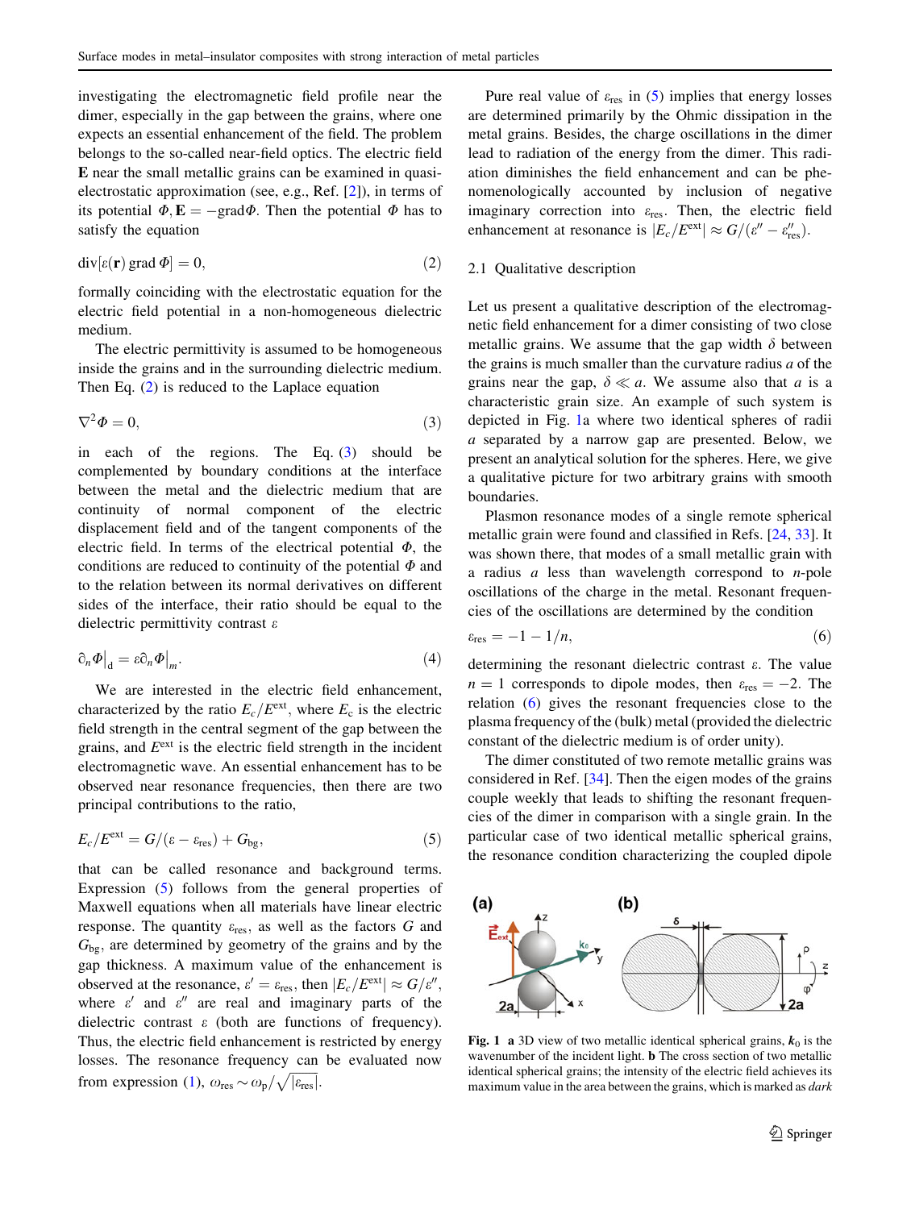investigating the electromagnetic field profile near the dimer, especially in the gap between the grains, where one expects an essential enhancement of the field. The problem belongs to the so-called near-field optics. The electric field $\mathbf{E}$ near the small metallic grains can be examined in quasi-electrostatic approximation (see, e.g., Ref. [2]), in terms of its potential $\Phi, \mathbf{E} = -\mathrm{grad}\Phi$. Then the potential $\Phi$ has to satisfy the equation

$$\mathrm{div}[\varepsilon(\mathbf{r})\,\mathrm{grad}\,\Phi] = 0, \tag{2}$$

formally coinciding with the electrostatic equation for the electric field potential in a non-homogeneous dielectric medium.

The electric permittivity is assumed to be homogeneous inside the grains and in the surrounding dielectric medium. Then Eq. (2) is reduced to the Laplace equation

$$\nabla^2\Phi = 0, \tag{3}$$

in each of the regions. The Eq. (3) should be complemented by boundary conditions at the interface between the metal and the dielectric medium that are continuity of normal component of the electric displacement field and of the tangent components of the electric field. In terms of the electrical potential $\Phi$, the conditions are reduced to continuity of the potential $\Phi$ and to the relation between its normal derivatives on different sides of the interface, their ratio should be equal to the dielectric permittivity contrast $\varepsilon$

$$\partial_n\Phi\big|_{\mathrm{d}} = \varepsilon\partial_n\Phi\big|_{m}. \tag{4}$$

We are interested in the electric field enhancement, characterized by the ratio $E_c/E^{\mathrm{ext}}$, where $E_c$ is the electric field strength in the central segment of the gap between the grains, and $E^{\mathrm{ext}}$ is the electric field strength in the incident electromagnetic wave. An essential enhancement has to be observed near resonance frequencies, then there are two principal contributions to the ratio,

$$E_c/E^{\mathrm{ext}} = G/(\varepsilon - \varepsilon_{\mathrm{res}}) + G_{\mathrm{bg}}, \tag{5}$$

that can be called resonance and background terms. Expression (5) follows from the general properties of Maxwell equations when all materials have linear electric response. The quantity $\varepsilon_{\mathrm{res}}$, as well as the factors $G$ and $G_{\mathrm{bg}}$, are determined by geometry of the grains and by the gap thickness. A maximum value of the enhancement is observed at the resonance, $\varepsilon' = \varepsilon_{\mathrm{res}}$, then $|E_c/E^{\mathrm{ext}}| \approx G/\varepsilon''$, where $\varepsilon'$ and $\varepsilon''$ are real and imaginary parts of the dielectric contrast $\varepsilon$ (both are functions of frequency). Thus, the electric field enhancement is restricted by energy losses. The resonance frequency can be evaluated now from expression (1), $\omega_{\mathrm{res}} \sim \omega_{\mathrm{p}}/\sqrt{|\varepsilon_{\mathrm{res}}|}$.

Pure real value of $\varepsilon_{\mathrm{res}}$ in (5) implies that energy losses are determined primarily by the Ohmic dissipation in the metal grains. Besides, the charge oscillations in the dimer lead to radiation of the energy from the dimer. This radiation diminishes the field enhancement and can be phenomenologically accounted by inclusion of negative imaginary correction into $\varepsilon_{\mathrm{res}}$. Then, the electric field enhancement at resonance is $|E_c/E^{\mathrm{ext}}| \approx G/(\varepsilon'' - \varepsilon''_{\mathrm{res}})$.

### 2.1 Qualitative description

Let us present a qualitative description of the electromagnetic field enhancement for a dimer consisting of two close metallic grains. We assume that the gap width $\delta$ between the grains is much smaller than the curvature radius $a$ of the grains near the gap, $\delta \ll a$. We assume also that $a$ is a characteristic grain size. An example of such system is depicted in Fig. 1a where two identical spheres of radii $a$ separated by a narrow gap are presented. Below, we present an analytical solution for the spheres. Here, we give a qualitative picture for two arbitrary grains with smooth boundaries.

Plasmon resonance modes of a single remote spherical metallic grain were found and classified in Refs. [24, 33]. It was shown there, that modes of a small metallic grain with a radius $a$ less than wavelength correspond to $n$-pole oscillations of the charge in the metal. Resonant frequencies of the oscillations are determined by the condition

$$\varepsilon_{\mathrm{res}} = -1 - 1/n, \tag{6}$$

determining the resonant dielectric contrast $\varepsilon$. The value $n = 1$ corresponds to dipole modes, then $\varepsilon_{\mathrm{res}} = -2$. The relation (6) gives the resonant frequencies close to the plasma frequency of the (bulk) metal (provided the dielectric constant of the dielectric medium is of order unity).

The dimer constituted of two remote metallic grains was considered in Ref. [34]. Then the eigen modes of the grains couple weekly that leads to shifting the resonant frequencies of the dimer in comparison with a single grain. In the particular case of two identical metallic spherical grains, the resonance condition characterizing the coupled dipole

**Fig. 1** **a** 3D view of two metallic identical spherical grains, $\boldsymbol{k}_0$ is the wavenumber of the incident light. **b** The cross section of two metallic identical spherical grains; the intensity of the electric field achieves its maximum value in the area between the grains, which is marked as *dark*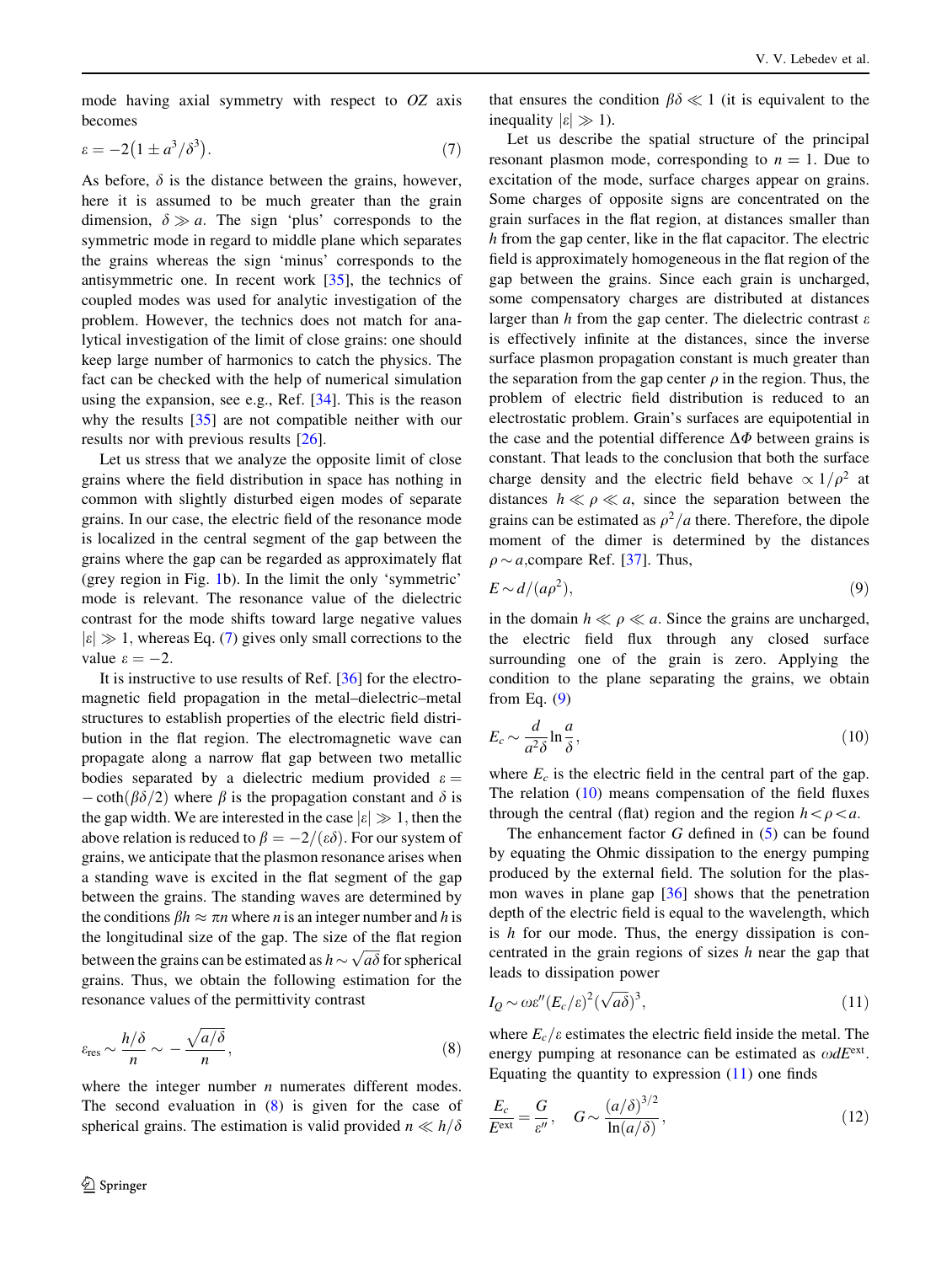mode having axial symmetry with respect to $OZ$ axis becomes

$$\varepsilon = -2\left(1 \pm a^3/\delta^3\right). \tag{7}$$

As before, $\delta$ is the distance between the grains, however, here it is assumed to be much greater than the grain dimension, $\delta \gg a$. The sign 'plus' corresponds to the symmetric mode in regard to middle plane which separates the grains whereas the sign 'minus' corresponds to the antisymmetric one. In recent work [35], the technics of coupled modes was used for analytic investigation of the problem. However, the technics does not match for analytical investigation of the limit of close grains: one should keep large number of harmonics to catch the physics. The fact can be checked with the help of numerical simulation using the expansion, see e.g., Ref. [34]. This is the reason why the results [35] are not compatible neither with our results nor with previous results [26].

Let us stress that we analyze the opposite limit of close grains where the field distribution in space has nothing in common with slightly disturbed eigen modes of separate grains. In our case, the electric field of the resonance mode is localized in the central segment of the gap between the grains where the gap can be regarded as approximately flat (grey region in Fig. 1b). In the limit the only 'symmetric' mode is relevant. The resonance value of the dielectric contrast for the mode shifts toward large negative values $|\varepsilon| \gg 1$, whereas Eq. (7) gives only small corrections to the value $\varepsilon = -2$.

It is instructive to use results of Ref. [36] for the electromagnetic field propagation in the metal–dielectric–metal structures to establish properties of the electric field distribution in the flat region. The electromagnetic wave can propagate along a narrow flat gap between two metallic bodies separated by a dielectric medium provided $\varepsilon = -\coth(\beta\delta/2)$ where $\beta$ is the propagation constant and $\delta$ is the gap width. We are interested in the case $|\varepsilon| \gg 1$, then the above relation is reduced to $\beta = -2/(\varepsilon\delta)$. For our system of grains, we anticipate that the plasmon resonance arises when a standing wave is excited in the flat segment of the gap between the grains. The standing waves are determined by the conditions $\beta h \approx \pi n$ where $n$ is an integer number and $h$ is the longitudinal size of the gap. The size of the flat region between the grains can be estimated as $h \sim \sqrt{a\delta}$ for spherical grains. Thus, we obtain the following estimation for the resonance values of the permittivity contrast

$$\varepsilon_{\text{res}} \sim \frac{h/\delta}{n} \sim -\frac{\sqrt{a/\delta}}{n}, \tag{8}$$

where the integer number $n$ numerates different modes. The second evaluation in (8) is given for the case of spherical grains. The estimation is valid provided $n \ll h/\delta$ that ensures the condition $\beta\delta \ll 1$ (it is equivalent to the inequality $|\varepsilon| \gg 1$).

Let us describe the spatial structure of the principal resonant plasmon mode, corresponding to $n = 1$. Due to excitation of the mode, surface charges appear on grains. Some charges of opposite signs are concentrated on the grain surfaces in the flat region, at distances smaller than $h$ from the gap center, like in the flat capacitor. The electric field is approximately homogeneous in the flat region of the gap between the grains. Since each grain is uncharged, some compensatory charges are distributed at distances larger than $h$ from the gap center. The dielectric contrast $\varepsilon$ is effectively infinite at the distances, since the inverse surface plasmon propagation constant is much greater than the separation from the gap center $\rho$ in the region. Thus, the problem of electric field distribution is reduced to an electrostatic problem. Grain's surfaces are equipotential in the case and the potential difference $\Delta\Phi$ between grains is constant. That leads to the conclusion that both the surface charge density and the electric field behave $\propto 1/\rho^2$ at distances $h \ll \rho \ll a$, since the separation between the grains can be estimated as $\rho^2/a$ there. Therefore, the dipole moment of the dimer is determined by the distances $\rho \sim a$, compare Ref. [37]. Thus,

$$E \sim d/(a\rho^2), \tag{9}$$

in the domain $h \ll \rho \ll a$. Since the grains are uncharged, the electric field flux through any closed surface surrounding one of the grain is zero. Applying the condition to the plane separating the grains, we obtain from Eq. (9)

$$E_c \sim \frac{d}{a^2\delta}\ln\frac{a}{\delta}, \tag{10}$$

where $E_c$ is the electric field in the central part of the gap. The relation (10) means compensation of the field fluxes through the central (flat) region and the region $h < \rho < a$.

The enhancement factor $G$ defined in (5) can be found by equating the Ohmic dissipation to the energy pumping produced by the external field. The solution for the plasmon waves in plane gap [36] shows that the penetration depth of the electric field is equal to the wavelength, which is $h$ for our mode. Thus, the energy dissipation is concentrated in the grain regions of sizes $h$ near the gap that leads to dissipation power

$$I_Q \sim \omega\varepsilon''(E_c/\varepsilon)^2(\sqrt{a\delta})^3, \tag{11}$$

where $E_c/\varepsilon$ estimates the electric field inside the metal. The energy pumping at resonance can be estimated as $\omega dE^{\text{ext}}$. Equating the quantity to expression (11) one finds

$$\frac{E_c}{E^{\text{ext}}} = \frac{G}{\varepsilon''}, \quad G \sim \frac{(a/\delta)^{3/2}}{\ln(a/\delta)}, \tag{12}$$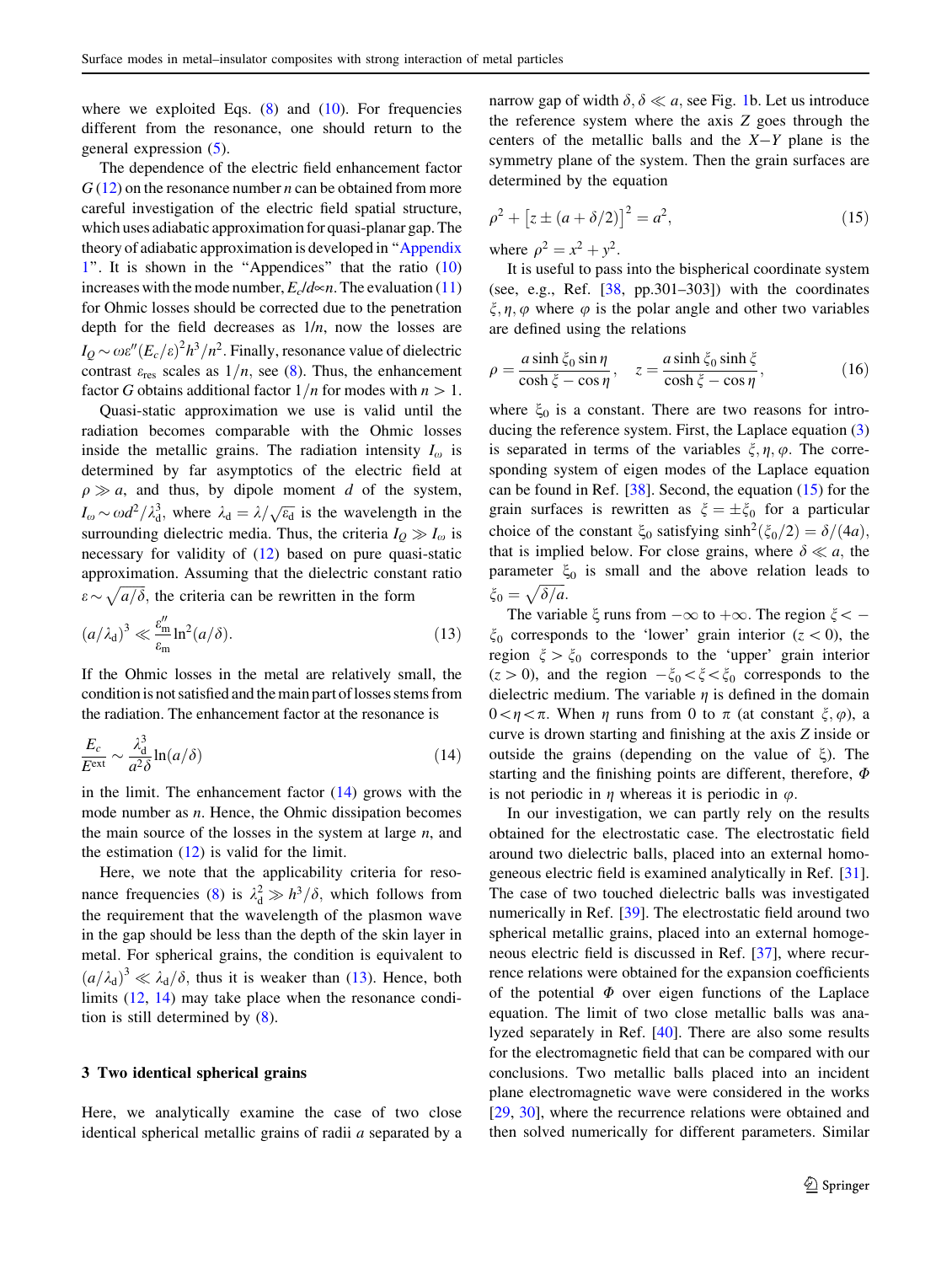where we exploited Eqs. (8) and (10). For frequencies different from the resonance, one should return to the general expression (5).

The dependence of the electric field enhancement factor $G$ (12) on the resonance number $n$ can be obtained from more careful investigation of the electric field spatial structure, which uses adiabatic approximation for quasi-planar gap. The theory of adiabatic approximation is developed in "Appendix 1". It is shown in the "Appendices" that the ratio (10) increases with the mode number, $E_c/d \propto n$. The evaluation (11) for Ohmic losses should be corrected due to the penetration depth for the field decreases as $1/n$, now the losses are $I_Q \sim \omega\varepsilon''(E_c/\varepsilon)^2 h^3/n^2$. Finally, resonance value of dielectric contrast $\varepsilon_{\mathrm{res}}$ scales as $1/n$, see (8). Thus, the enhancement factor $G$ obtains additional factor $1/n$ for modes with $n > 1$.

Quasi-static approximation we use is valid until the radiation becomes comparable with the Ohmic losses inside the metallic grains. The radiation intensity $I_\omega$ is determined by far asymptotics of the electric field at $\rho \gg a$, and thus, by dipole moment $d$ of the system, $I_\omega \sim \omega d^2/\lambda_{\mathrm{d}}^3$, where $\lambda_{\mathrm{d}} = \lambda/\sqrt{\varepsilon_{\mathrm{d}}}$ is the wavelength in the surrounding dielectric media. Thus, the criteria $I_Q \gg I_\omega$ is necessary for validity of (12) based on pure quasi-static approximation. Assuming that the dielectric constant ratio $\varepsilon \sim \sqrt{a/\delta}$, the criteria can be rewritten in the form

$$(a/\lambda_{\mathrm{d}})^3 \ll \frac{\varepsilon''_{\mathrm{m}}}{\varepsilon_{\mathrm{m}}}\ln^2(a/\delta). \tag{13}$$

If the Ohmic losses in the metal are relatively small, the condition is not satisfied and the main part of losses stems from the radiation. The enhancement factor at the resonance is

$$\frac{E_c}{E^{\mathrm{ext}}} \sim \frac{\lambda_{\mathrm{d}}^3}{a^2\delta}\ln(a/\delta) \tag{14}$$

in the limit. The enhancement factor (14) grows with the mode number as $n$. Hence, the Ohmic dissipation becomes the main source of the losses in the system at large $n$, and the estimation (12) is valid for the limit.

Here, we note that the applicability criteria for resonance frequencies (8) is $\lambda_{\mathrm{d}}^2 \gg h^3/\delta$, which follows from the requirement that the wavelength of the plasmon wave in the gap should be less than the depth of the skin layer in metal. For spherical grains, the condition is equivalent to $(a/\lambda_{\mathrm{d}})^3 \ll \lambda_{\mathrm{d}}/\delta$, thus it is weaker than (13). Hence, both limits (12, 14) may take place when the resonance condition is still determined by (8).

## 3 Two identical spherical grains

Here, we analytically examine the case of two close identical spherical metallic grains of radii $a$ separated by a narrow gap of width $\delta$, $\delta \ll a$, see Fig. 1b. Let us introduce the reference system where the axis $Z$ goes through the centers of the metallic balls and the $X$–$Y$ plane is the symmetry plane of the system. Then the grain surfaces are determined by the equation

$$\rho^2 + \left[z \pm (a + \delta/2)\right]^2 = a^2, \tag{15}$$

where $\rho^2 = x^2 + y^2$.

It is useful to pass into the bispherical coordinate system (see, e.g., Ref. [38, pp.301–303]) with the coordinates $\xi, \eta, \varphi$ where $\varphi$ is the polar angle and other two variables are defined using the relations

$$\rho = \frac{a\sinh\xi_0 \sin\eta}{\cosh\xi - \cos\eta}, \quad z = \frac{a\sinh\xi_0 \sinh\xi}{\cosh\xi - \cos\eta}, \tag{16}$$

where $\xi_0$ is a constant. There are two reasons for introducing the reference system. First, the Laplace equation (3) is separated in terms of the variables $\xi, \eta, \varphi$. The corresponding system of eigen modes of the Laplace equation can be found in Ref. [38]. Second, the equation (15) for the grain surfaces is rewritten as $\xi = \pm\xi_0$ for a particular choice of the constant $\xi_0$ satisfying $\sinh^2(\xi_0/2) = \delta/(4a)$, that is implied below. For close grains, where $\delta \ll a$, the parameter $\xi_0$ is small and the above relation leads to $\xi_0 = \sqrt{\delta/a}$.

The variable $\xi$ runs from $-\infty$ to $+\infty$. The region $\xi < -\xi_0$ corresponds to the 'lower' grain interior ($z < 0$), the region $\xi > \xi_0$ corresponds to the 'upper' grain interior ($z > 0$), and the region $-\xi_0 < \xi < \xi_0$ corresponds to the dielectric medium. The variable $\eta$ is defined in the domain $0 < \eta < \pi$. When $\eta$ runs from 0 to $\pi$ (at constant $\xi, \varphi$), a curve is drawn starting and finishing at the axis $Z$ inside or outside the grains (depending on the value of $\xi$). The starting and the finishing points are different, therefore, $\Phi$ is not periodic in $\eta$ whereas it is periodic in $\varphi$.

In our investigation, we can partly rely on the results obtained for the electrostatic case. The electrostatic field around two dielectric balls, placed into an external homogeneous electric field is examined analytically in Ref. [31]. The case of two touched dielectric balls was investigated numerically in Ref. [39]. The electrostatic field around two spherical metallic grains, placed into an external homogeneous electric field is discussed in Ref. [37], where recurrence relations were obtained for the expansion coefficients of the potential $\Phi$ over eigen functions of the Laplace equation. The limit of two close metallic balls was analyzed separately in Ref. [40]. There are also some results for the electromagnetic field that can be compared with our conclusions. Two metallic balls placed into an incident plane electromagnetic wave were considered in the works [29, 30], where the recurrence relations were obtained and then solved numerically for different parameters. Similar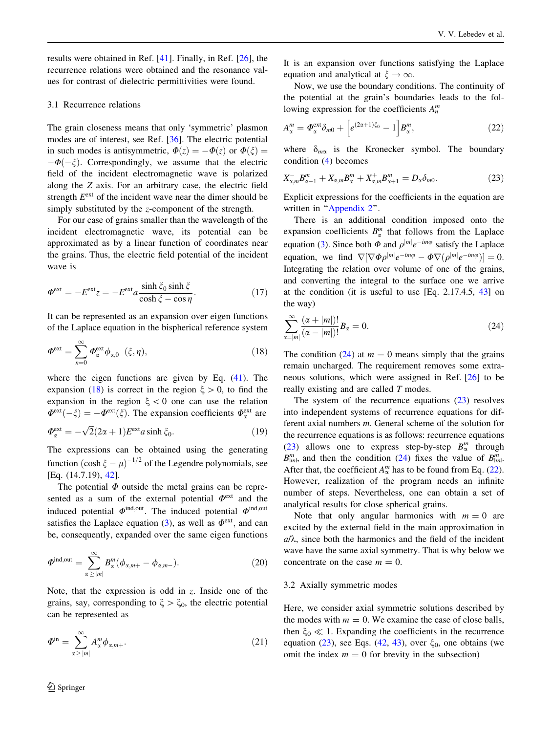results were obtained in Ref. [41]. Finally, in Ref. [26], the recurrence relations were obtained and the resonance values for contrast of dielectric permittivities were found.

### 3.1 Recurrence relations

The grain closeness means that only 'symmetric' plasmon modes are of interest, see Ref. [36]. The electric potential in such modes is antisymmetric, $\Phi(z) = -\Phi(z)$ or $\Phi(\xi) = -\Phi(-\xi)$. Correspondingly, we assume that the electric field of the incident electromagnetic wave is polarized along the $Z$ axis. For an arbitrary case, the electric field strength $E^{\text{ext}}$ of the incident wave near the dimer should be simply substituted by the $z$-component of the strength.

For our case of grains smaller than the wavelength of the incident electromagnetic wave, its potential can be approximated as by a linear function of coordinates near the grains. Thus, the electric field potential of the incident wave is

$$\Phi^{\text{ext}} = -E^{\text{ext}} z = -E^{\text{ext}} a \frac{\sinh \xi_0 \sinh \xi}{\cosh \xi - \cos \eta}. \tag{17}$$

It can be represented as an expansion over eigen functions of the Laplace equation in the bispherical reference system

$$\Phi^{\text{ext}} = \sum_{n=0}^{\infty} \Phi^{\text{ext}}_{\alpha} \phi_{\alpha,0-}(\xi, \eta), \tag{18}$$

where the eigen functions are given by Eq. (41). The expansion (18) is correct in the region $\xi > 0$, to find the expansion in the region $\xi < 0$ one can use the relation $\Phi^{\text{ext}}(-\xi) = -\Phi^{\text{ext}}(\xi)$. The expansion coefficients $\Phi^{\text{ext}}_{\alpha}$ are

$$\Phi^{\text{ext}}_{\alpha} = -\sqrt{2}(2\alpha + 1) E^{\text{ext}} a \sinh \xi_0. \tag{19}$$

The expressions can be obtained using the generating function $(\cosh \xi - \mu)^{-1/2}$ of the Legendre polynomials, see [Eq. (14.7.19), 42].

The potential $\Phi$ outside the metal grains can be represented as a sum of the external potential $\Phi^{\text{ext}}$ and the induced potential $\Phi^{\text{ind,out}}$. The induced potential $\Phi^{\text{ind,out}}$ satisfies the Laplace equation (3), as well as $\Phi^{\text{ext}}$, and can be, consequently, expanded over the same eigen functions

$$\Phi^{\text{ind,out}} = \sum_{\alpha \geq |m|}^{\infty} B^m_{\alpha} (\phi_{\alpha,m+} - \phi_{\alpha,m-}). \tag{20}$$

Note, that the expression is odd in $z$. Inside one of the grains, say, corresponding to $\xi > \xi_0$, the electric potential can be represented as

$$\Phi^{\text{in}} = \sum_{\alpha \geq |m|}^{\infty} A^m_{\alpha} \phi_{\alpha,m+}. \tag{21}$$

It is an expansion over functions satisfying the Laplace equation and analytical at $\xi \to \infty$.

Now, we use the boundary conditions. The continuity of the potential at the grain's boundaries leads to the following expression for the coefficients $A^m_n$

$$A^m_{\alpha} = \Phi^{\text{ext}}_{\alpha} \delta_{m0} + \left[ e^{(2\alpha+1)\xi_0} - 1 \right] B^m_{\alpha}, \tag{22}$$

where $\delta_{m\alpha}$ is the Kronecker symbol. The boundary condition (4) becomes

$$X^-_{\alpha,m} B^m_{\alpha-1} + X_{\alpha,m} B^m_{\alpha} + X^+_{\alpha,m} B^m_{\alpha+1} = D_{\alpha} \delta_{m0}. \tag{23}$$

Explicit expressions for the coefficients in the equation are written in "Appendix 2".

There is an additional condition imposed onto the expansion coefficients $B^m_{\alpha}$ that follows from the Laplace equation (3). Since both $\Phi$ and $\rho^{|m|} e^{-im\varphi}$ satisfy the Laplace equation, we find $\nabla[\nabla \Phi \rho^{|m|} e^{-im\varphi} - \Phi \nabla(\rho^{|m|} e^{-im\varphi})] = 0$. Integrating the relation over volume of one of the grains, and converting the integral to the surface one we arrive at the condition (it is useful to use [Eq. 2.17.4.5, 43] on the way)

$$\sum_{\alpha=|m|}^{\infty} \frac{(\alpha + |m|)!}{(\alpha - |m|)!} B_{\alpha} = 0. \tag{24}$$

The condition (24) at $m = 0$ means simply that the grains remain uncharged. The requirement removes some extraneous solutions, which were assigned in Ref. [26] to be really existing and are called $T$ modes.

The system of the recurrence equations (23) resolves into independent systems of recurrence equations for different axial numbers $m$. General scheme of the solution for the recurrence equations is as follows: recurrence equations (23) allows one to express step-by-step $B^m_{\alpha}$ through $B^m_{|m|}$, and then the condition (24) fixes the value of $B^m_{|m|}$. After that, the coefficient $A^m_{\alpha}$ has to be found from Eq. (22). However, realization of the program needs an infinite number of steps. Nevertheless, one can obtain a set of analytical results for close spherical grains.

Note that only angular harmonics with $m = 0$ are excited by the external field in the main approximation in $a/\lambda$, since both the harmonics and the field of the incident wave have the same axial symmetry. That is why below we concentrate on the case $m = 0$.

### 3.2 Axially symmetric modes

Here, we consider axial symmetric solutions described by the modes with $m = 0$. We examine the case of close balls, then $\xi_0 \ll 1$. Expanding the coefficients in the recurrence equation (23), see Eqs. (42, 43), over $\xi_0$, one obtains (we omit the index $m = 0$ for brevity in the subsection)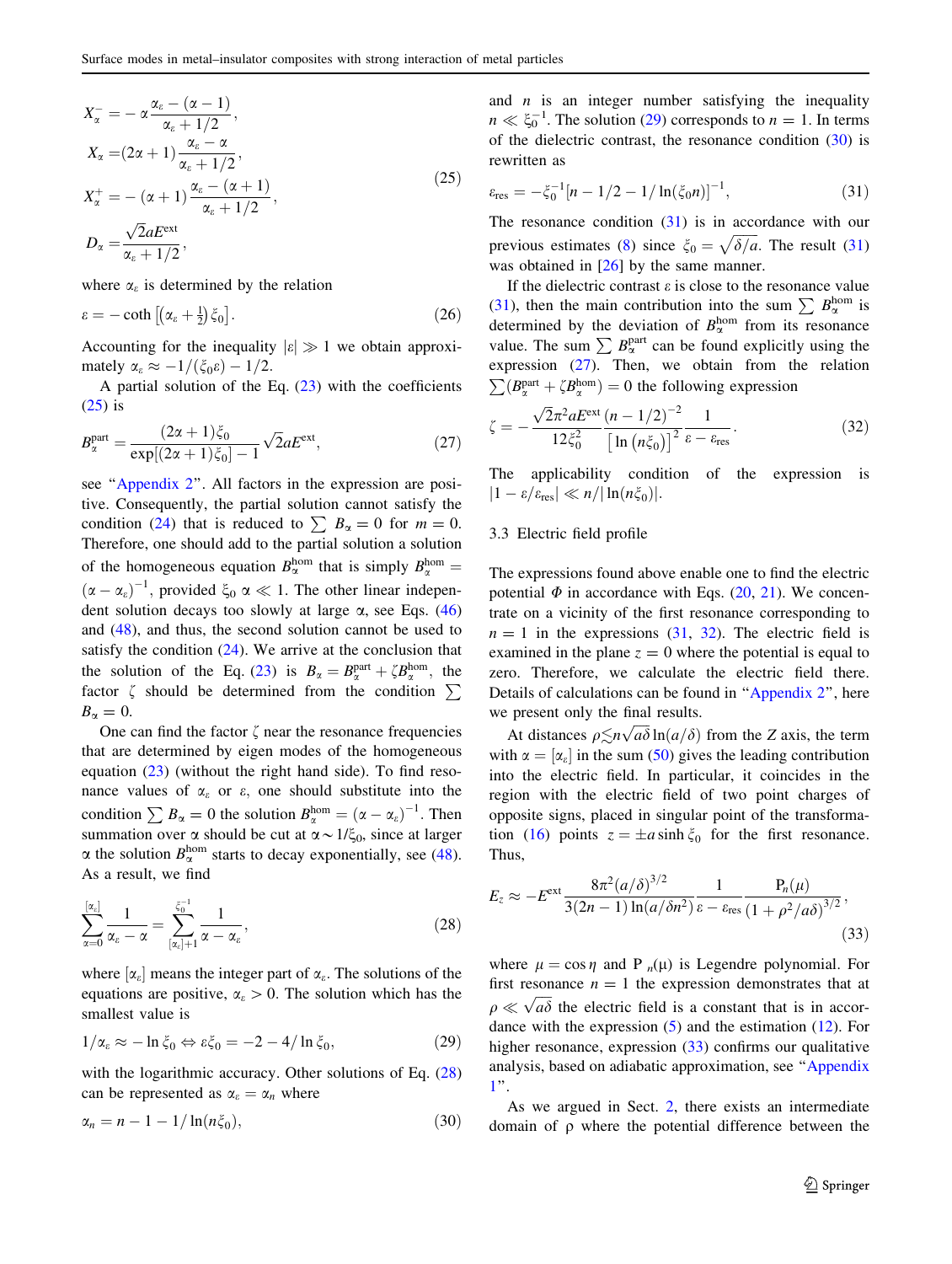$$
\begin{aligned}
X_{\alpha}^{-} &= -\alpha \frac{\alpha_{\varepsilon} - (\alpha - 1)}{\alpha_{\varepsilon} + 1/2}, \\
X_{\alpha} &= (2\alpha + 1) \frac{\alpha_{\varepsilon} - \alpha}{\alpha_{\varepsilon} + 1/2}, \\
X_{\alpha}^{+} &= -(\alpha + 1) \frac{\alpha_{\varepsilon} - (\alpha + 1)}{\alpha_{\varepsilon} + 1/2}, \\
D_{\alpha} &= \frac{\sqrt{2} a E^{\text{ext}}}{\alpha_{\varepsilon} + 1/2},
\end{aligned}
\tag{25}
$$

where $\alpha_{\varepsilon}$ is determined by the relation

$$
\varepsilon = -\coth\left[\left(\alpha_{\varepsilon} + \tfrac{1}{2}\right)\xi_0\right]. \tag{26}
$$

Accounting for the inequality $|\varepsilon| \gg 1$ we obtain approximately $\alpha_{\varepsilon} \approx -1/(\xi_0 \varepsilon) - 1/2$.

A partial solution of the Eq. (23) with the coefficients (25) is

$$
B_{\alpha}^{\text{part}} = \frac{(2\alpha + 1)\xi_0}{\exp[(2\alpha + 1)\xi_0] - 1} \sqrt{2} a E^{\text{ext}}, \tag{27}
$$

see "Appendix 2". All factors in the expression are positive. Consequently, the partial solution cannot satisfy the condition (24) that is reduced to $\sum B_{\alpha} = 0$ for $m = 0$. Therefore, one should add to the partial solution a solution of the homogeneous equation $B_{\alpha}^{\text{hom}}$ that is simply $B_{\alpha}^{\text{hom}} = (\alpha - \alpha_{\varepsilon})^{-1}$, provided $\xi_0\, \alpha \ll 1$. The other linear independent solution decays too slowly at large $\alpha$, see Eqs. (46) and (48), and thus, the second solution cannot be used to satisfy the condition (24). We arrive at the conclusion that the solution of the Eq. (23) is $B_{\alpha} = B_{\alpha}^{\text{part}} + \zeta B_{\alpha}^{\text{hom}}$, the factor $\zeta$ should be determined from the condition $\sum B_{\alpha} = 0$.

One can find the factor $\zeta$ near the resonance frequencies that are determined by eigen modes of the homogeneous equation (23) (without the right hand side). To find resonance values of $\alpha_{\varepsilon}$ or $\varepsilon$, one should substitute into the condition $\sum B_{\alpha} = 0$ the solution $B_{\alpha}^{\text{hom}} = (\alpha - \alpha_{\varepsilon})^{-1}$. Then summation over $\alpha$ should be cut at $\alpha \sim 1/\xi_0$, since at larger $\alpha$ the solution $B_{\alpha}^{\text{hom}}$ starts to decay exponentially, see (48). As a result, we find

$$
\sum_{\alpha=0}^{[\alpha_{\varepsilon}]} \frac{1}{\alpha_{\varepsilon} - \alpha} = \sum_{[\alpha_{\varepsilon}]+1}^{\xi_0^{-1}} \frac{1}{\alpha - \alpha_{\varepsilon}}, \tag{28}
$$

where $[\alpha_{\varepsilon}]$ means the integer part of $\alpha_{\varepsilon}$. The solutions of the equations are positive, $\alpha_{\varepsilon} > 0$. The solution which has the smallest value is

$$
1/\alpha_{\varepsilon} \approx -\ln \xi_0 \Leftrightarrow \varepsilon \xi_0 = -2 - 4/\ln \xi_0, \tag{29}
$$

with the logarithmic accuracy. Other solutions of Eq. (28) can be represented as $\alpha_{\varepsilon} = \alpha_n$ where

$$
\alpha_n = n - 1 - 1/\ln(n\xi_0), \tag{30}
$$

and $n$ is an integer number satisfying the inequality $n \ll \xi_0^{-1}$. The solution (29) corresponds to $n = 1$. In terms of the dielectric contrast, the resonance condition (30) is rewritten as

$$
\varepsilon_{\text{res}} = -\xi_0^{-1}[n - 1/2 - 1/\ln(\xi_0 n)]^{-1}, \tag{31}
$$

The resonance condition (31) is in accordance with our previous estimates (8) since $\xi_0 = \sqrt{\delta/a}$. The result (31) was obtained in [26] by the same manner.

If the dielectric contrast $\varepsilon$ is close to the resonance value (31), then the main contribution into the sum $\sum B_{\alpha}^{\text{hom}}$ is determined by the deviation of $B_{\alpha}^{\text{hom}}$ from its resonance value. The sum $\sum B_{\alpha}^{\text{part}}$ can be found explicitly using the expression (27). Then, we obtain from the relation $\sum (B_{\alpha}^{\text{part}} + \zeta B_{\alpha}^{\text{hom}}) = 0$ the following expression

$$
\zeta = -\frac{\sqrt{2}\pi^2 a E^{\text{ext}}}{12\xi_0^2} \frac{(n - 1/2)^{-2}}{\left[\ln\left(n\xi_0\right)\right]^2} \frac{1}{\varepsilon - \varepsilon_{\text{res}}}. \tag{32}
$$

The applicability condition of the expression is $|1 - \varepsilon/\varepsilon_{\text{res}}| \ll n/|\ln(n\xi_0)|$.

### 3.3 Electric field profile

The expressions found above enable one to find the electric potential $\Phi$ in accordance with Eqs. (20, 21). We concentrate on a vicinity of the first resonance corresponding to $n = 1$ in the expressions (31, 32). The electric field is examined in the plane $z = 0$ where the potential is equal to zero. Therefore, we calculate the electric field there. Details of calculations can be found in "Appendix 2", here we present only the final results.

At distances $\rho \lesssim n\sqrt{a\delta}\ln(a/\delta)$ from the $Z$ axis, the term with $\alpha = [\alpha_{\varepsilon}]$ in the sum (50) gives the leading contribution into the electric field. In particular, it coincides in the region with the electric field of two point charges of opposite signs, placed in singular point of the transformation (16) points $z = \pm a \sinh \xi_0$ for the first resonance. Thus,

$$
E_z \approx -E^{\text{ext}} \frac{8\pi^2 (a/\delta)^{3/2}}{3(2n - 1)\ln(a/\delta n^2)} \frac{1}{\varepsilon - \varepsilon_{\text{res}}} \frac{\mathrm{P}_n(\mu)}{(1 + \rho^2/a\delta)^{3/2}}, \tag{33}
$$

where $\mu = \cos\eta$ and $\mathrm{P}_n(\mu)$ is Legendre polynomial. For first resonance $n = 1$ the expression demonstrates that at $\rho \ll \sqrt{a\delta}$ the electric field is a constant that is in accordance with the expression (5) and the estimation (12). For higher resonance, expression (33) confirms our qualitative analysis, based on adiabatic approximation, see "Appendix 1".

As we argued in Sect. 2, there exists an intermediate domain of $\rho$ where the potential difference between the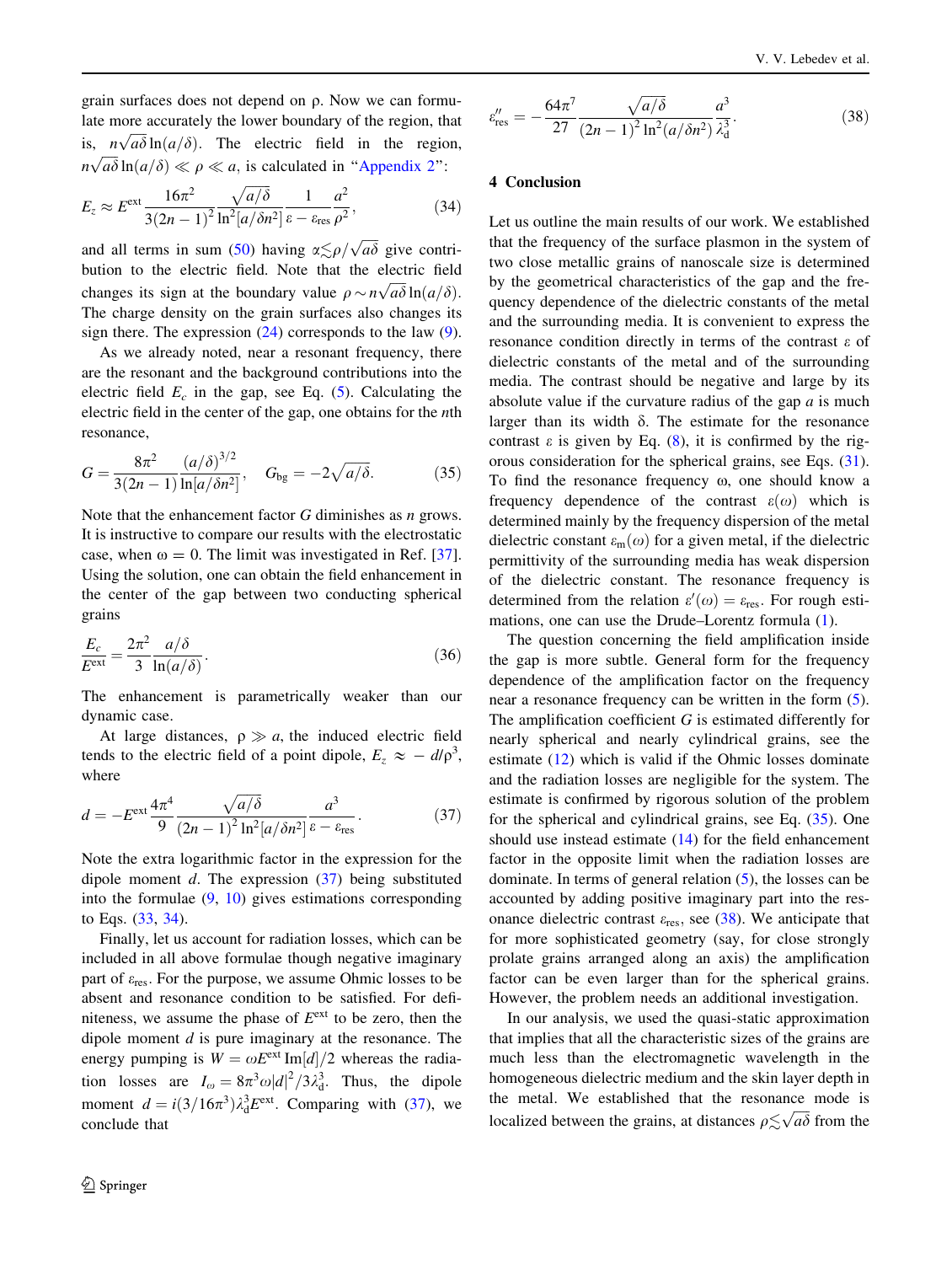grain surfaces does not depend on ρ. Now we can formulate more accurately the lower boundary of the region, that is, $n\sqrt{a\delta}\ln(a/\delta)$. The electric field in the region, $n\sqrt{a\delta}\ln(a/\delta) \ll \rho \ll a$, is calculated in "Appendix 2":

$$E_z \approx E^{\text{ext}} \frac{16\pi^2}{3(2n-1)^2} \frac{\sqrt{a/\delta}}{\ln^2[a/\delta n^2]} \frac{1}{\varepsilon - \varepsilon_{\text{res}}} \frac{a^2}{\rho^2}, \tag{34}$$

and all terms in sum (50) having $\alpha \lesssim \rho/\sqrt{a\delta}$ give contribution to the electric field. Note that the electric field changes its sign at the boundary value $\rho \sim n\sqrt{a\delta}\ln(a/\delta)$. The charge density on the grain surfaces also changes its sign there. The expression (24) corresponds to the law (9).

As we already noted, near a resonant frequency, there are the resonant and the background contributions into the electric field $E_c$ in the gap, see Eq. (5). Calculating the electric field in the center of the gap, one obtains for the *n*th resonance,

$$G = \frac{8\pi^2}{3(2n-1)} \frac{(a/\delta)^{3/2}}{\ln[a/\delta n^2]}, \quad G_{\text{bg}} = -2\sqrt{a/\delta}. \tag{35}$$

Note that the enhancement factor $G$ diminishes as $n$ grows. It is instructive to compare our results with the electrostatic case, when $\omega = 0$. The limit was investigated in Ref. [37]. Using the solution, one can obtain the field enhancement in the center of the gap between two conducting spherical grains

$$\frac{E_c}{E^{\text{ext}}} = \frac{2\pi^2}{3} \frac{a/\delta}{\ln(a/\delta)}. \tag{36}$$

The enhancement is parametrically weaker than our dynamic case.

At large distances, $\rho \gg a$, the induced electric field tends to the electric field of a point dipole, $E_z \approx -d/\rho^3$, where

$$d = -E^{\text{ext}} \frac{4\pi^4}{9} \frac{\sqrt{a/\delta}}{(2n-1)^2 \ln^2[a/\delta n^2]} \frac{a^3}{\varepsilon - \varepsilon_{\text{res}}}. \tag{37}$$

Note the extra logarithmic factor in the expression for the dipole moment $d$. The expression (37) being substituted into the formulae (9, 10) gives estimations corresponding to Eqs. (33, 34).

Finally, let us account for radiation losses, which can be included in all above formulae though negative imaginary part of $\varepsilon_{\text{res}}$. For the purpose, we assume Ohmic losses to be absent and resonance condition to be satisfied. For definiteness, we assume the phase of $E^{\text{ext}}$ to be zero, then the dipole moment $d$ is pure imaginary at the resonance. The energy pumping is $W = \omega E^{\text{ext}}\,\text{Im}[d]/2$ whereas the radiation losses are $I_\omega = 8\pi^3\omega|d|^2/3\lambda_d^3$. Thus, the dipole moment $d = i(3/16\pi^3)\lambda_d^3 E^{\text{ext}}$. Comparing with (37), we conclude that

$$\varepsilon''_{\text{res}} = -\frac{64\pi^7}{27} \frac{\sqrt{a/\delta}}{(2n-1)^2 \ln^2(a/\delta n^2)} \frac{a^3}{\lambda_d^3}. \tag{38}$$

## 4 Conclusion

Let us outline the main results of our work. We established that the frequency of the surface plasmon in the system of two close metallic grains of nanoscale size is determined by the geometrical characteristics of the gap and the frequency dependence of the dielectric constants of the metal and the surrounding media. It is convenient to express the resonance condition directly in terms of the contrast ε of dielectric constants of the metal and of the surrounding media. The contrast should be negative and large by its absolute value if the curvature radius of the gap $a$ is much larger than its width δ. The estimate for the resonance contrast ε is given by Eq. (8), it is confirmed by the rigorous consideration for the spherical grains, see Eqs. (31). To find the resonance frequency ω, one should know a frequency dependence of the contrast $\varepsilon(\omega)$ which is determined mainly by the frequency dispersion of the metal dielectric constant $\varepsilon_m(\omega)$ for a given metal, if the dielectric permittivity of the surrounding media has weak dispersion of the dielectric constant. The resonance frequency is determined from the relation $\varepsilon'(\omega) = \varepsilon_{\text{res}}$. For rough estimations, one can use the Drude–Lorentz formula (1).

The question concerning the field amplification inside the gap is more subtle. General form for the frequency dependence of the amplification factor on the frequency near a resonance frequency can be written in the form (5). The amplification coefficient $G$ is estimated differently for nearly spherical and nearly cylindrical grains, see the estimate (12) which is valid if the Ohmic losses dominate and the radiation losses are negligible for the system. The estimate is confirmed by rigorous solution of the problem for the spherical and cylindrical grains, see Eq. (35). One should use instead estimate (14) for the field enhancement factor in the opposite limit when the radiation losses are dominate. In terms of general relation (5), the losses can be accounted by adding positive imaginary part into the resonance dielectric contrast $\varepsilon_{\text{res}}$, see (38). We anticipate that for more sophisticated geometry (say, for close strongly prolate grains arranged along an axis) the amplification factor can be even larger than for the spherical grains. However, the problem needs an additional investigation.

In our analysis, we used the quasi-static approximation that implies that all the characteristic sizes of the grains are much less than the electromagnetic wavelength in the homogeneous dielectric medium and the skin layer depth in the metal. We established that the resonance mode is localized between the grains, at distances $\rho \lesssim \sqrt{a\delta}$ from the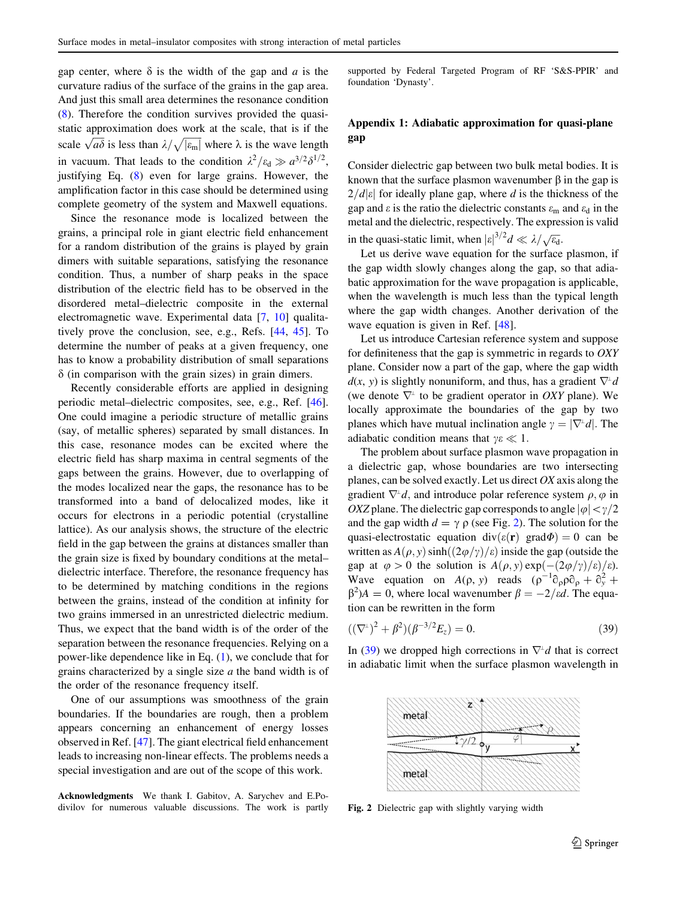gap center, where $\delta$ is the width of the gap and $a$ is the curvature radius of the surface of the grains in the gap area. And just this small area determines the resonance condition (8). Therefore the condition survives provided the quasi-static approximation does work at the scale, that is if the scale $\sqrt{a\delta}$ is less than $\lambda/\sqrt{|\varepsilon_m|}$ where $\lambda$ is the wave length in vacuum. That leads to the condition $\lambda^2/\varepsilon_d \gg a^{3/2}\delta^{1/2}$, justifying Eq. (8) even for large grains. However, the amplification factor in this case should be determined using complete geometry of the system and Maxwell equations.

Since the resonance mode is localized between the grains, a principal role in giant electric field enhancement for a random distribution of the grains is played by grain dimers with suitable separations, satisfying the resonance condition. Thus, a number of sharp peaks in the space distribution of the electric field has to be observed in the disordered metal–dielectric composite in the external electromagnetic wave. Experimental data [7, 10] qualitatively prove the conclusion, see, e.g., Refs. [44, 45]. To determine the number of peaks at a given frequency, one has to know a probability distribution of small separations $\delta$ (in comparison with the grain sizes) in grain dimers.

Recently considerable efforts are applied in designing periodic metal–dielectric composites, see, e.g., Ref. [46]. One could imagine a periodic structure of metallic grains (say, of metallic spheres) separated by small distances. In this case, resonance modes can be excited where the electric field has sharp maxima in central segments of the gaps between the grains. However, due to overlapping of the modes localized near the gaps, the resonance has to be transformed into a band of delocalized modes, like it occurs for electrons in a periodic potential (crystalline lattice). As our analysis shows, the structure of the electric field in the gap between the grains at distances smaller than the grain size is fixed by boundary conditions at the metal–dielectric interface. Therefore, the resonance frequency has to be determined by matching conditions in the regions between the grains, instead of the condition at infinity for two grains immersed in an unrestricted dielectric medium. Thus, we expect that the band width is of the order of the separation between the resonance frequencies. Relying on a power-like dependence like in Eq. (1), we conclude that for grains characterized by a single size $a$ the band width is of the order of the resonance frequency itself.

One of our assumptions was smoothness of the grain boundaries. If the boundaries are rough, then a problem appears concerning an enhancement of energy losses observed in Ref. [47]. The giant electrical field enhancement leads to increasing non-linear effects. The problems needs a special investigation and are out of the scope of this work.

**Acknowledgments** We thank I. Gabitov, A. Sarychev and E.Podivilov for numerous valuable discussions. The work is partly supported by Federal Targeted Program of RF 'S&S-PPIR' and foundation 'Dynasty'.

## Appendix 1: Adiabatic approximation for quasi-plane gap

Consider dielectric gap between two bulk metal bodies. It is known that the surface plasmon wavenumber $\beta$ in the gap is $2/d|\varepsilon|$ for ideally plane gap, where $d$ is the thickness of the gap and $\varepsilon$ is the ratio the dielectric constants $\varepsilon_m$ and $\varepsilon_d$ in the metal and the dielectric, respectively. The expression is valid in the quasi-static limit, when $|\varepsilon|^{3/2}d \ll \lambda/\sqrt{\varepsilon_d}$.

Let us derive wave equation for the surface plasmon, if the gap width slowly changes along the gap, so that adiabatic approximation for the wave propagation is applicable, when the wavelength is much less than the typical length where the gap width changes. Another derivation of the wave equation is given in Ref. [48].

Let us introduce Cartesian reference system and suppose for definiteness that the gap is symmetric in regards to $OXY$ plane. Consider now a part of the gap, where the gap width $d(x, y)$ is slightly nonuniform, and thus, has a gradient $\nabla^{\perp}d$ (we denote $\nabla^{\perp}$ to be gradient operator in $OXY$ plane). We locally approximate the boundaries of the gap by two planes which have mutual inclination angle $\gamma = |\nabla^{\perp}d|$. The adiabatic condition means that $\gamma\varepsilon \ll 1$.

The problem about surface plasmon wave propagation in a dielectric gap, whose boundaries are two intersecting planes, can be solved exactly. Let us direct $OX$ axis along the gradient $\nabla^{\perp}d$, and introduce polar reference system $\rho, \varphi$ in $OXZ$ plane. The dielectric gap corresponds to angle $|\varphi| < \gamma/2$ and the gap width $d = \gamma\,\rho$ (see Fig. 2). The solution for the quasi-electrostatic equation $\mathrm{div}(\varepsilon(\mathbf{r})\ \mathrm{grad}\Phi) = 0$ can be written as $A(\rho, y)\sinh((2\varphi/\gamma)/\varepsilon)$ inside the gap (outside the gap at $\varphi > 0$ the solution is $A(\rho, y)\exp(-(2\varphi/\gamma)/\varepsilon)$. Wave equation on $A(\rho, y)$ reads $(\rho^{-1}\partial_\rho\rho\partial_\rho + \partial_y^2 + \beta^2)A = 0$, where local wavenumber $\beta = -2/\varepsilon d$. The equation can be rewritten in the form

$$((\nabla^{\perp})^2 + \beta^2)(\beta^{-3/2}E_z) = 0. \tag{39}$$

In (39) we dropped high corrections in $\nabla^{\perp}d$ that is correct in adiabatic limit when the surface plasmon wavelength in

Fig. 2 Dielectric gap with slightly varying width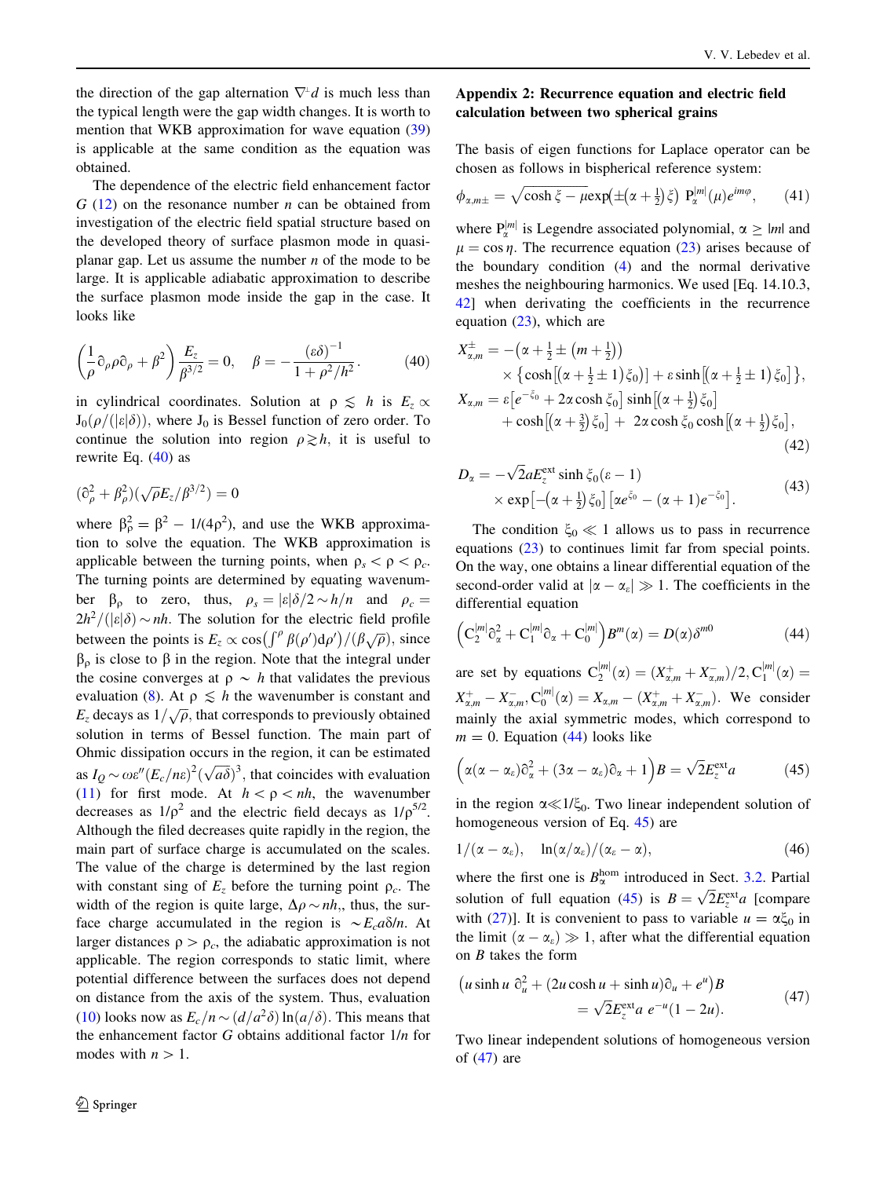the direction of the gap alternation $\nabla^{\perp} d$ is much less than the typical length were the gap width changes. It is worth to mention that WKB approximation for wave equation (39) is applicable at the same condition as the equation was obtained.

The dependence of the electric field enhancement factor $G$ (12) on the resonance number $n$ can be obtained from investigation of the electric field spatial structure based on the developed theory of surface plasmon mode in quasi-planar gap. Let us assume the number $n$ of the mode to be large. It is applicable adiabatic approximation to describe the surface plasmon mode inside the gap in the case. It looks like

$$\left(\frac{1}{\rho}\partial_\rho \rho \partial_\rho + \beta^2\right)\frac{E_z}{\beta^{3/2}} = 0, \quad \beta = -\frac{(\varepsilon\delta)^{-1}}{1+\rho^2/h^2}. \tag{40}$$

in cylindrical coordinates. Solution at $\rho \lesssim h$ is $E_z \propto \mathrm{J}_0(\rho/(|\varepsilon|\delta))$, where $\mathrm{J}_0$ is Bessel function of zero order. To continue the solution into region $\rho \gtrsim h$, it is useful to rewrite Eq. (40) as

$$(\partial_\rho^2 + \beta_\rho^2)(\sqrt{\rho}E_z/\beta^{3/2}) = 0$$

where $\beta_\rho^2 = \beta^2 - 1/(4\rho^2)$, and use the WKB approximation to solve the equation. The WKB approximation is applicable between the turning points, when $\rho_s < \rho < \rho_c$. The turning points are determined by equating wavenumber $\beta_\rho$ to zero, thus, $\rho_s = |\varepsilon|\delta/2 \sim h/n$ and $\rho_c = 2h^2/(|\varepsilon|\delta) \sim nh$. The solution for the electric field profile between the points is $E_z \propto \cos\left(\int^\rho \beta(\rho')\mathrm{d}\rho'\right)/(\beta\sqrt{\rho})$, since $\beta_\rho$ is close to $\beta$ in the region. Note that the integral under the cosine converges at $\rho \sim h$ that validates the previous evaluation (8). At $\rho \lesssim h$ the wavenumber is constant and $E_z$ decays as $1/\sqrt{\rho}$, that corresponds to previously obtained solution in terms of Bessel function. The main part of Ohmic dissipation occurs in the region, it can be estimated as $I_Q \sim \omega\varepsilon''(E_c/n\varepsilon)^2(\sqrt{a\delta})^3$, that coincides with evaluation (11) for first mode. At $h < \rho < nh$, the wavenumber decreases as $1/\rho^2$ and the electric field decays as $1/\rho^{5/2}$. Although the filed decreases quite rapidly in the region, the main part of surface charge is accumulated on the scales. The value of the charge is determined by the last region with constant sing of $E_z$ before the turning point $\rho_c$. The width of the region is quite large, $\Delta\rho \sim nh$,, thus, the surface charge accumulated in the region is $\sim E_c a\delta/n$. At larger distances $\rho > \rho_c$, the adiabatic approximation is not applicable. The region corresponds to static limit, where potential difference between the surfaces does not depend on distance from the axis of the system. Thus, evaluation (10) looks now as $E_c/n \sim (d/a^2\delta)\ln(a/\delta)$. This means that the enhancement factor $G$ obtains additional factor $1/n$ for modes with $n > 1$.

## Appendix 2: Recurrence equation and electric field calculation between two spherical grains

The basis of eigen functions for Laplace operator can be chosen as follows in bispherical reference system:

$$\phi_{\alpha,m\pm} = \sqrt{\cosh\xi - \mu}\exp\left(\pm\left(\alpha+\tfrac{1}{2}\right)\xi\right)\ \mathrm{P}_\alpha^{|m|}(\mu)e^{im\varphi}, \tag{41}$$

where $\mathrm{P}_\alpha^{|m|}$ is Legendre associated polynomial, $\alpha \geq |m|$ and $\mu = \cos\eta$. The recurrence equation (23) arises because of the boundary condition (4) and the normal derivative meshes the neighbouring harmonics. We used [Eq. 14.10.3, 42] when derivating the coefficients in the recurrence equation (23), which are

$$\begin{aligned}
X_{\alpha,m}^{\pm} &= -\left(\alpha+\tfrac{1}{2}\pm\left(m+\tfrac{1}{2}\right)\right) \\
&\quad\times\left\{\cosh\left[\left(\alpha+\tfrac{1}{2}\pm 1\right)\xi_0\right)\right] + \varepsilon\sinh\left[\left(\alpha+\tfrac{1}{2}\pm 1\right)\xi_0\right]\right\}, \\
X_{\alpha,m} &= \varepsilon\left[e^{-\xi_0} + 2\alpha\cosh\xi_0\right]\sinh\left[\left(\alpha+\tfrac{1}{2}\right)\xi_0\right] \\
&\quad + \cosh\left[\left(\alpha+\tfrac{3}{2}\right)\xi_0\right] + \ 2\alpha\cosh\xi_0\cosh\left[\left(\alpha+\tfrac{1}{2}\right)\xi_0\right],
\end{aligned} \tag{42}$$

$$\begin{aligned}
D_\alpha &= -\sqrt{2}aE_z^{\mathrm{ext}}\sinh\xi_0(\varepsilon-1) \\
&\quad\times\exp\left[-\left(\alpha+\tfrac{1}{2}\right)\xi_0\right]\left[\alpha e^{\xi_0} - (\alpha+1)e^{-\xi_0}\right].
\end{aligned} \tag{43}$$

The condition $\xi_0 \ll 1$ allows us to pass in recurrence equations (23) to continues limit far from special points. On the way, one obtains a linear differential equation of the second-order valid at $|\alpha - \alpha_\varepsilon| \gg 1$. The coefficients in the differential equation

$$\left(\mathrm{C}_2^{|m|}\partial_\alpha^2 + \mathrm{C}_1^{|m|}\partial_\alpha + \mathrm{C}_0^{|m|}\right)B^m(\alpha) = D(\alpha)\delta^{m0} \tag{44}$$

are set by equations $\mathrm{C}_2^{|m|}(\alpha) = (X_{\alpha,m}^{+} + X_{\alpha,m}^{-})/2, \mathrm{C}_1^{|m|}(\alpha) = X_{\alpha,m}^{+} - X_{\alpha,m}^{-}, \mathrm{C}_0^{|m|}(\alpha) = X_{\alpha,m} - (X_{\alpha,m}^{+} + X_{\alpha,m}^{-})$. We consider mainly the axial symmetric modes, which correspond to $m = 0$. Equation (44) looks like

$$\left(\alpha(\alpha-\alpha_\varepsilon)\partial_\alpha^2 + (3\alpha-\alpha_\varepsilon)\partial_\alpha + 1\right)B = \sqrt{2}E_z^{\mathrm{ext}}a \tag{45}$$

in the region $\alpha \ll 1/\xi_0$. Two linear independent solution of homogeneous version of Eq. 45) are

$$1/(\alpha-\alpha_\varepsilon), \quad \ln(\alpha/\alpha_\varepsilon)/(\alpha_\varepsilon-\alpha), \tag{46}$$

where the first one is $B_\alpha^{\mathrm{hom}}$ introduced in Sect. 3.2. Partial solution of full equation (45) is $B = \sqrt{2}E_z^{\mathrm{ext}}a$ [compare with (27)]. It is convenient to pass to variable $u = \alpha\xi_0$ in the limit $(\alpha - \alpha_\varepsilon) \gg 1$, after what the differential equation on $B$ takes the form

$$\begin{aligned}
&\left(u\sinh u\ \partial_u^2 + (2u\cosh u + \sinh u)\partial_u + e^u\right)B \\
&\qquad = \sqrt{2}E_z^{\mathrm{ext}}a\ e^{-u}(1-2u).
\end{aligned} \tag{47}$$

Two linear independent solutions of homogeneous version of (47) are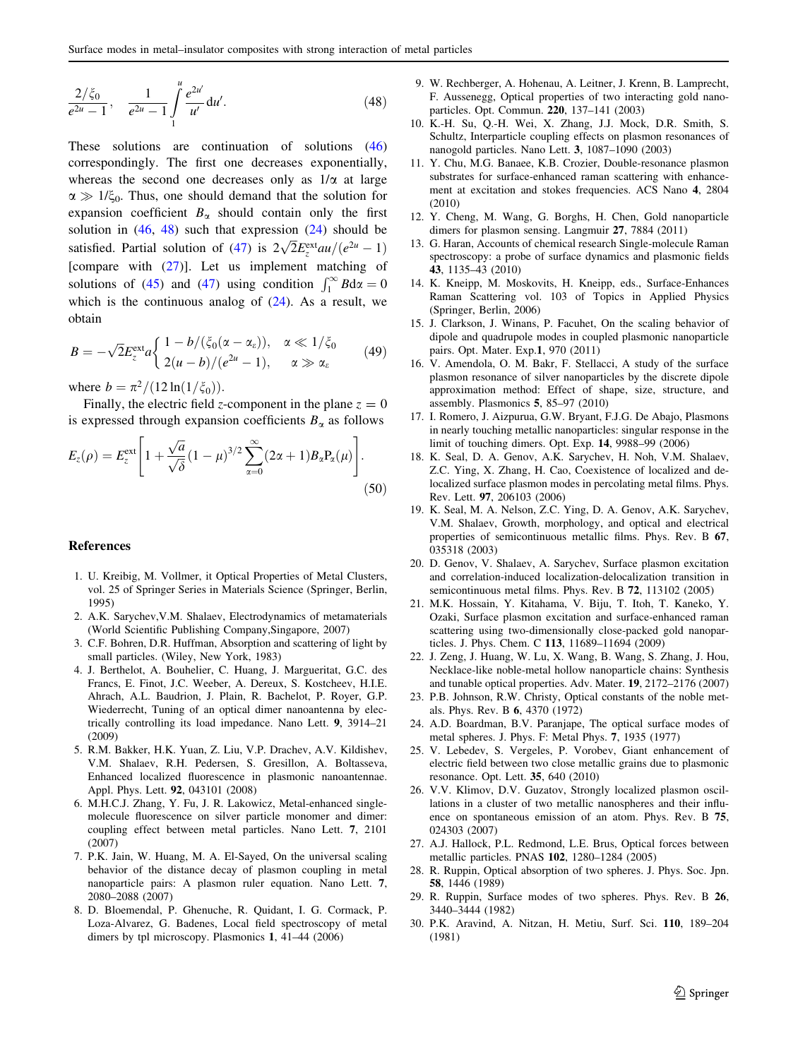$$\frac{2/\xi_0}{e^{2u}-1}, \quad \frac{1}{e^{2u}-1}\int\limits_1^u \frac{e^{2u'}}{u'}\mathrm{d}u'. \tag{48}$$

These solutions are continuation of solutions (46) correspondingly. The first one decreases exponentially, whereas the second one decreases only as $1/\alpha$ at large $\alpha \gg 1/\xi_0$. Thus, one should demand that the solution for expansion coefficient $B_\alpha$ should contain only the first solution in (46, 48) such that expression (24) should be satisfied. Partial solution of (47) is $2\sqrt{2}E_z^{\text{ext}}au/(e^{2u}-1)$ [compare with (27)]. Let us implement matching of solutions of (45) and (47) using condition $\int_1^\infty B\mathrm{d}\alpha = 0$ which is the continuous analog of (24). As a result, we obtain

$$B = -\sqrt{2}E_z^{\text{ext}}a\begin{cases} 1 - b/(\xi_0(\alpha-\alpha_\varepsilon)), & \alpha \ll 1/\xi_0 \\ 2(u-b)/(e^{2u}-1), & \alpha \gg \alpha_\varepsilon \end{cases} \tag{49}$$

where $b = \pi^2/(12\ln(1/\xi_0))$.

Finally, the electric field $z$-component in the plane $z = 0$ is expressed through expansion coefficients $B_\alpha$ as follows

$$E_z(\rho) = E_z^{\text{ext}}\left[1 + \frac{\sqrt{a}}{\sqrt{\delta}}(1-\mu)^{3/2}\sum_{\alpha=0}^{\infty}(2\alpha+1)B_\alpha \mathrm{P}_\alpha(\mu)\right]. \tag{50}$$

## References

1. U. Kreibig, M. Vollmer, it Optical Properties of Metal Clusters, vol. 25 of Springer Series in Materials Science (Springer, Berlin, 1995)
2. A.K. Sarychev,V.M. Shalaev, Electrodynamics of metamaterials (World Scientific Publishing Company,Singapore, 2007)
3. C.F. Bohren, D.R. Huffman, Absorption and scattering of light by small particles. (Wiley, New York, 1983)
4. J. Berthelot, A. Bouhelier, C. Huang, J. Margueritat, G.C. des Francs, E. Finot, J.C. Weeber, A. Dereux, S. Kostcheev, H.I.E. Ahrach, A.L. Baudrion, J. Plain, R. Bachelot, P. Royer, G.P. Wiederrecht, Tuning of an optical dimer nanoantenna by electrically controlling its load impedance. Nano Lett. **9**, 3914–21 (2009)
5. R.M. Bakker, H.K. Yuan, Z. Liu, V.P. Drachev, A.V. Kildishev, V.M. Shalaev, R.H. Pedersen, S. Gresillon, A. Boltasseva, Enhanced localized fluorescence in plasmonic nanoantennae. Appl. Phys. Lett. **92**, 043101 (2008)
6. M.H.C.J. Zhang, Y. Fu, J. R. Lakowicz, Metal-enhanced single-molecule fluorescence on silver particle monomer and dimer: coupling effect between metal particles. Nano Lett. **7**, 2101 (2007)
7. P.K. Jain, W. Huang, M. A. El-Sayed, On the universal scaling behavior of the distance decay of plasmon coupling in metal nanoparticle pairs: A plasmon ruler equation. Nano Lett. **7**, 2080–2088 (2007)
8. D. Bloemendal, P. Ghenuche, R. Quidant, I. G. Cormack, P. Loza-Alvarez, G. Badenes, Local field spectroscopy of metal dimers by tpl microscopy. Plasmonics **1**, 41–44 (2006)
9. W. Rechberger, A. Hohenau, A. Leitner, J. Krenn, B. Lamprecht, F. Aussenegg, Optical properties of two interacting gold nanoparticles. Opt. Commun. **220**, 137–141 (2003)
10. K.-H. Su, Q.-H. Wei, X. Zhang, J.J. Mock, D.R. Smith, S. Schultz, Interparticle coupling effects on plasmon resonances of nanogold particles. Nano Lett. **3**, 1087–1090 (2003)
11. Y. Chu, M.G. Banaee, K.B. Crozier, Double-resonance plasmon substrates for surface-enhanced raman scattering with enhancement at excitation and stokes frequencies. ACS Nano **4**, 2804 (2010)
12. Y. Cheng, M. Wang, G. Borghs, H. Chen, Gold nanoparticle dimers for plasmon sensing. Langmuir **27**, 7884 (2011)
13. G. Haran, Accounts of chemical research Single-molecule Raman spectroscopy: a probe of surface dynamics and plasmonic fields **43**, 1135–43 (2010)
14. K. Kneipp, M. Moskovits, H. Kneipp, eds., Surface-Enhances Raman Scattering vol. 103 of Topics in Applied Physics (Springer, Berlin, 2006)
15. J. Clarkson, J. Winans, P. Facuhet, On the scaling behavior of dipole and quadrupole modes in coupled plasmonic nanoparticle pairs. Opt. Mater. Exp.**1**, 970 (2011)
16. V. Amendola, O. M. Bakr, F. Stellacci, A study of the surface plasmon resonance of silver nanoparticles by the discrete dipole approximation method: Effect of shape, size, structure, and assembly. Plasmonics **5**, 85–97 (2010)
17. I. Romero, J. Aizpurua, G.W. Bryant, F.J.G. De Abajo, Plasmons in nearly touching metallic nanoparticles: singular response in the limit of touching dimers. Opt. Exp. **14**, 9988–99 (2006)
18. K. Seal, D. A. Genov, A.K. Sarychev, H. Noh, V.M. Shalaev, Z.C. Ying, X. Zhang, H. Cao, Coexistence of localized and delocalized surface plasmon modes in percolating metal films. Phys. Rev. Lett. **97**, 206103 (2006)
19. K. Seal, M. A. Nelson, Z.C. Ying, D. A. Genov, A.K. Sarychev, V.M. Shalaev, Growth, morphology, and optical and electrical properties of semicontinuous metallic films. Phys. Rev. B **67**, 035318 (2003)
20. D. Genov, V. Shalaev, A. Sarychev, Surface plasmon excitation and correlation-induced localization-delocalization transition in semicontinuous metal films. Phys. Rev. B **72**, 113102 (2005)
21. M.K. Hossain, Y. Kitahama, V. Biju, T. Itoh, T. Kaneko, Y. Ozaki, Surface plasmon excitation and surface-enhanced raman scattering using two-dimensionally close-packed gold nanoparticles. J. Phys. Chem. C **113**, 11689–11694 (2009)
22. J. Zeng, J. Huang, W. Lu, X. Wang, B. Wang, S. Zhang, J. Hou, Necklace-like noble-metal hollow nanoparticle chains: Synthesis and tunable optical properties. Adv. Mater. **19**, 2172–2176 (2007)
23. P.B. Johnson, R.W. Christy, Optical constants of the noble metals. Phys. Rev. B **6**, 4370 (1972)
24. A.D. Boardman, B.V. Paranjape, The optical surface modes of metal spheres. J. Phys. F: Metal Phys. **7**, 1935 (1977)
25. V. Lebedev, S. Vergeles, P. Vorobev, Giant enhancement of electric field between two close metallic grains due to plasmonic resonance. Opt. Lett. **35**, 640 (2010)
26. V.V. Klimov, D.V. Guzatov, Strongly localized plasmon oscillations in a cluster of two metallic nanospheres and their influence on spontaneous emission of an atom. Phys. Rev. B **75**, 024303 (2007)
27. A.J. Hallock, P.L. Redmond, L.E. Brus, Optical forces between metallic particles. PNAS **102**, 1280–1284 (2005)
28. R. Ruppin, Optical absorption of two spheres. J. Phys. Soc. Jpn. **58**, 1446 (1989)
29. R. Ruppin, Surface modes of two spheres. Phys. Rev. B **26**, 3440–3444 (1982)
30. P.K. Aravind, A. Nitzan, H. Metiu, Surf. Sci. **110**, 189–204 (1981)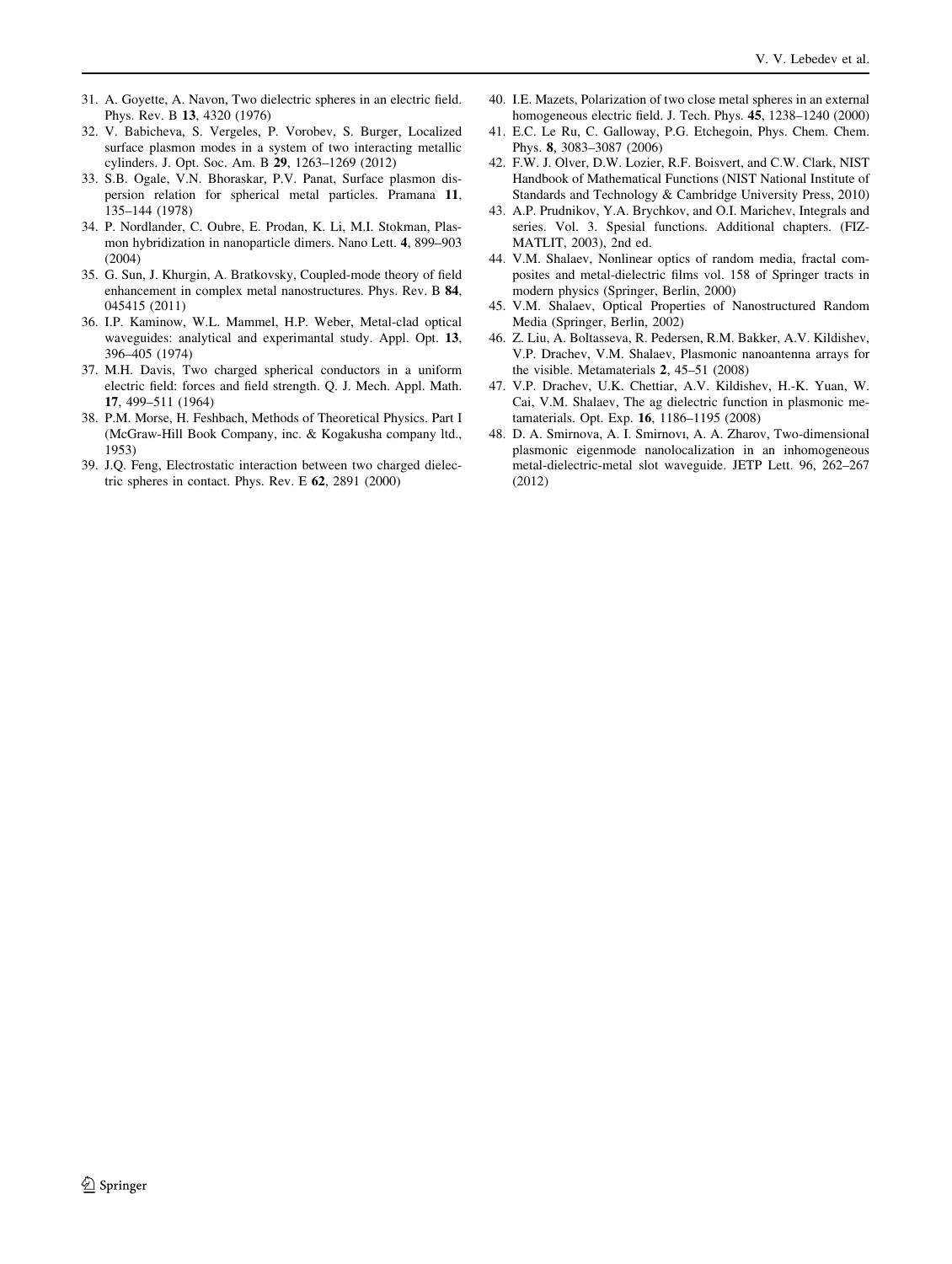31. A. Goyette, A. Navon, Two dielectric spheres in an electric field. Phys. Rev. B **13**, 4320 (1976)
32. V. Babicheva, S. Vergeles, P. Vorobev, S. Burger, Localized surface plasmon modes in a system of two interacting metallic cylinders. J. Opt. Soc. Am. B **29**, 1263–1269 (2012)
33. S.B. Ogale, V.N. Bhoraskar, P.V. Panat, Surface plasmon dispersion relation for spherical metal particles. Pramana **11**, 135–144 (1978)
34. P. Nordlander, C. Oubre, E. Prodan, K. Li, M.I. Stokman, Plasmon hybridization in nanoparticle dimers. Nano Lett. **4**, 899–903 (2004)
35. G. Sun, J. Khurgin, A. Bratkovsky, Coupled-mode theory of field enhancement in complex metal nanostructures. Phys. Rev. B **84**, 045415 (2011)
36. I.P. Kaminow, W.L. Mammel, H.P. Weber, Metal-clad optical waveguides: analytical and experimantal study. Appl. Opt. **13**, 396–405 (1974)
37. M.H. Davis, Two charged spherical conductors in a uniform electric field: forces and field strength. Q. J. Mech. Appl. Math. **17**, 499–511 (1964)
38. P.M. Morse, H. Feshbach, Methods of Theoretical Physics. Part I (McGraw-Hill Book Company, inc. & Kogakusha company ltd., 1953)
39. J.Q. Feng, Electrostatic interaction between two charged dielectric spheres in contact. Phys. Rev. E **62**, 2891 (2000)
40. I.E. Mazets, Polarization of two close metal spheres in an external homogeneous electric field. J. Tech. Phys. **45**, 1238–1240 (2000)
41. E.C. Le Ru, C. Galloway, P.G. Etchegoin, Phys. Chem. Chem. Phys. **8**, 3083–3087 (2006)
42. F.W. J. Olver, D.W. Lozier, R.F. Boisvert, and C.W. Clark, NIST Handbook of Mathematical Functions (NIST National Institute of Standards and Technology & Cambridge University Press, 2010)
43. A.P. Prudnikov, Y.A. Brychkov, and O.I. Marichev, Integrals and series. Vol. 3. Spesial functions. Additional chapters. (FIZMATLIT, 2003), 2nd ed.
44. V.M. Shalaev, Nonlinear optics of random media, fractal composites and metal-dielectric films vol. 158 of Springer tracts in modern physics (Springer, Berlin, 2000)
45. V.M. Shalaev, Optical Properties of Nanostructured Random Media (Springer, Berlin, 2002)
46. Z. Liu, A. Boltasseva, R. Pedersen, R.M. Bakker, A.V. Kildishev, V.P. Drachev, V.M. Shalaev, Plasmonic nanoantenna arrays for the visible. Metamaterials **2**, 45–51 (2008)
47. V.P. Drachev, U.K. Chettiar, A.V. Kildishev, H.-K. Yuan, W. Cai, V.M. Shalaev, The ag dielectric function in plasmonic metamaterials. Opt. Exp. **16**, 1186–1195 (2008)
48. D. A. Smirnova, A. I. Smirnovı, A. A. Zharov, Two-dimensional plasmonic eigenmode nanolocalization in an inhomogeneous metal-dielectric-metal slot waveguide. JETP Lett. 96, 262–267 (2012)